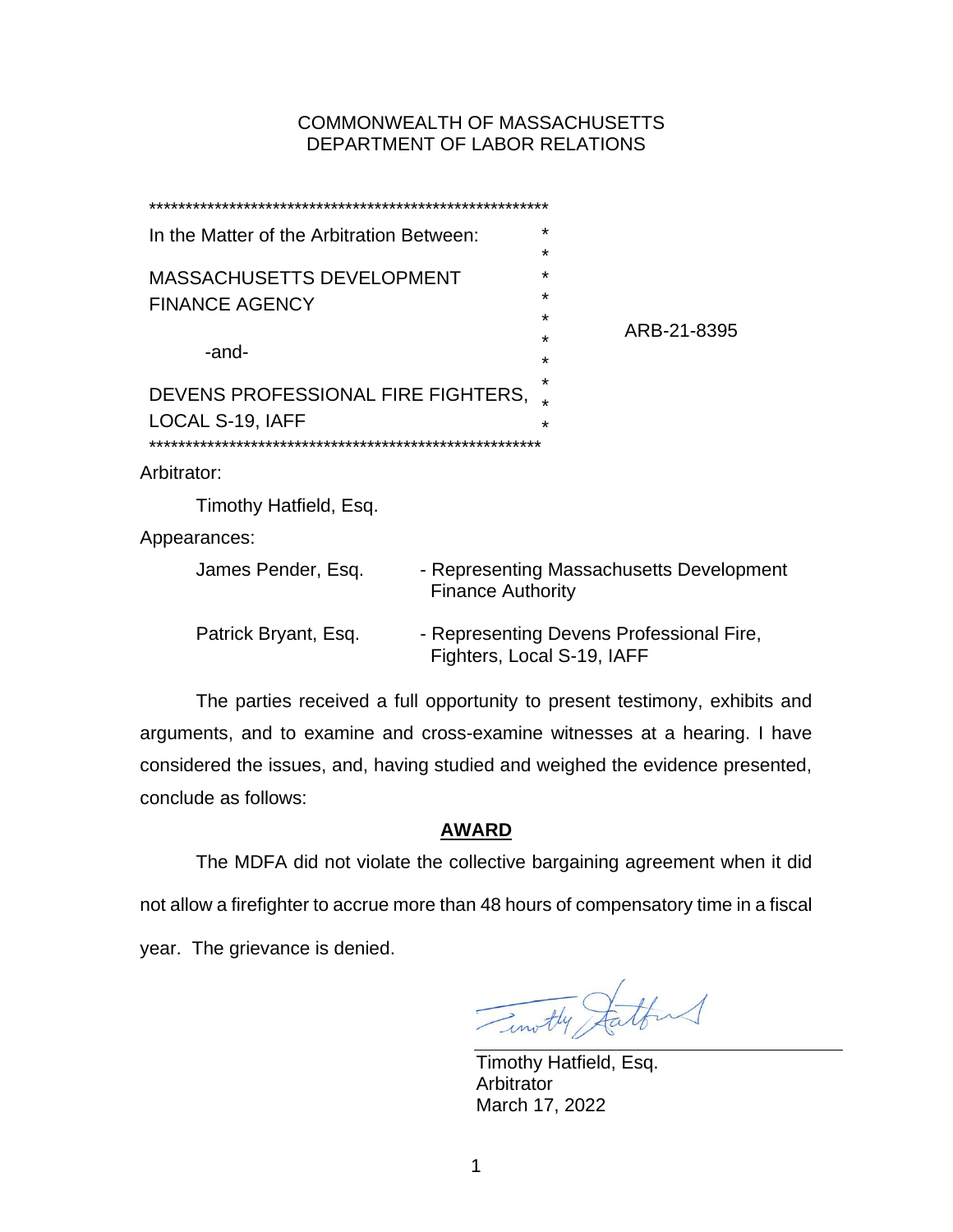COMMONWEALTH OF MASSACHUSETTS
DEPARTMENT OF LABOR RELATIONS

| | |
|---|---|
| In the Matter of the Arbitration Between:<br><br>MASSACHUSETTS DEVELOPMENT FINANCE AGENCY<br><br>-and-<br><br>DEVENS PROFESSIONAL FIRE FIGHTERS, LOCAL S-19, IAFF | ARB-21-8395 |

Arbitrator:

Timothy Hatfield, Esq.

Appearances:

| | |
|---|---|
| James Pender, Esq. | - Representing Massachusetts Development Finance Authority |
| Patrick Bryant, Esq. | - Representing Devens Professional Fire, Fighters, Local S-19, IAFF |

The parties received a full opportunity to present testimony, exhibits and arguments, and to examine and cross-examine witnesses at a hearing. I have considered the issues, and, having studied and weighed the evidence presented, conclude as follows:

## AWARD

The MDFA did not violate the collective bargaining agreement when it did not allow a firefighter to accrue more than 48 hours of compensatory time in a fiscal year. The grievance is denied.

Timothy Hatfield, Esq.
Arbitrator
March 17, 2022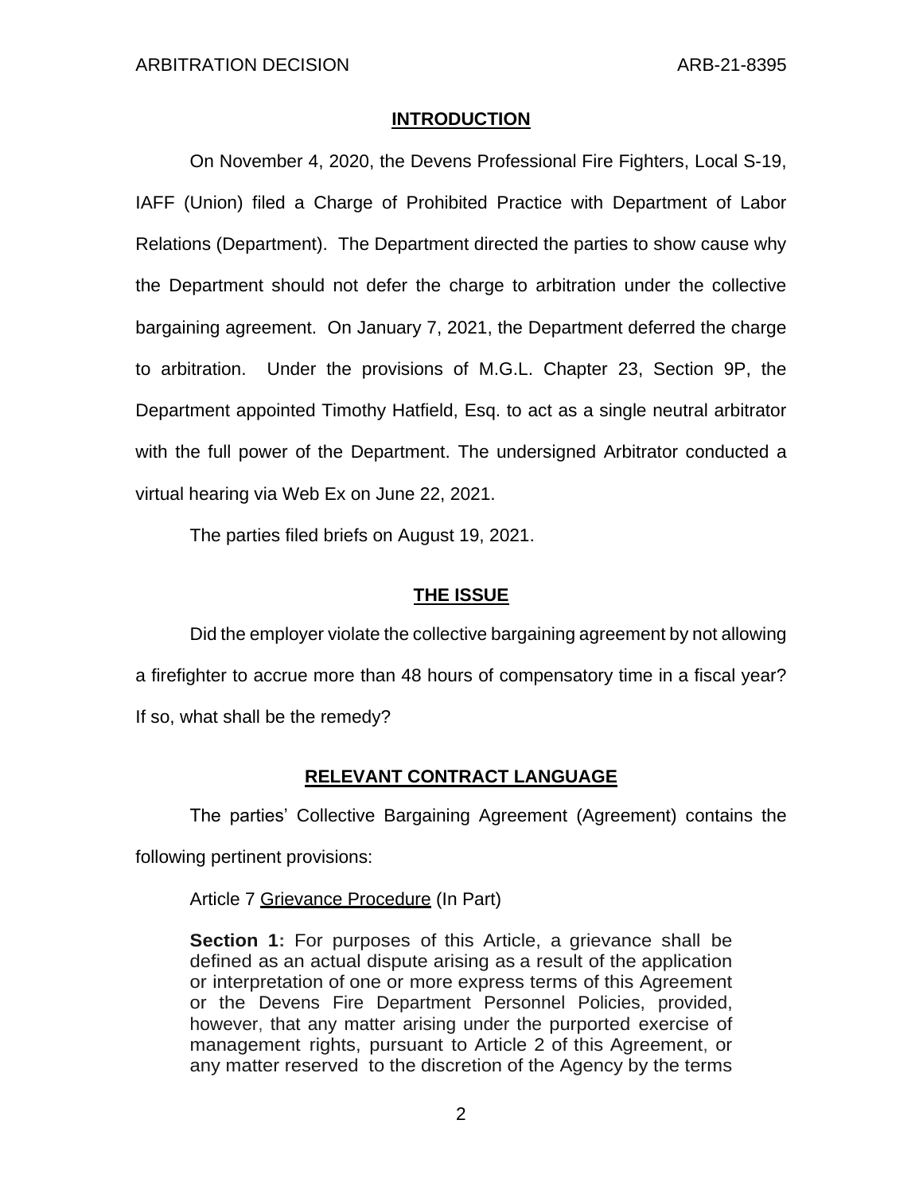## INTRODUCTION

On November 4, 2020, the Devens Professional Fire Fighters, Local S-19, IAFF (Union) filed a Charge of Prohibited Practice with Department of Labor Relations (Department). The Department directed the parties to show cause why the Department should not defer the charge to arbitration under the collective bargaining agreement. On January 7, 2021, the Department deferred the charge to arbitration. Under the provisions of M.G.L. Chapter 23, Section 9P, the Department appointed Timothy Hatfield, Esq. to act as a single neutral arbitrator with the full power of the Department. The undersigned Arbitrator conducted a virtual hearing via Web Ex on June 22, 2021.

The parties filed briefs on August 19, 2021.

## THE ISSUE

Did the employer violate the collective bargaining agreement by not allowing a firefighter to accrue more than 48 hours of compensatory time in a fiscal year? If so, what shall be the remedy?

## RELEVANT CONTRACT LANGUAGE

The parties' Collective Bargaining Agreement (Agreement) contains the following pertinent provisions:

Article 7 Grievance Procedure (In Part)

> **Section 1:** For purposes of this Article, a grievance shall be defined as an actual dispute arising as a result of the application or interpretation of one or more express terms of this Agreement or the Devens Fire Department Personnel Policies, provided, however, that any matter arising under the purported exercise of management rights, pursuant to Article 2 of this Agreement, or any matter reserved to the discretion of the Agency by the terms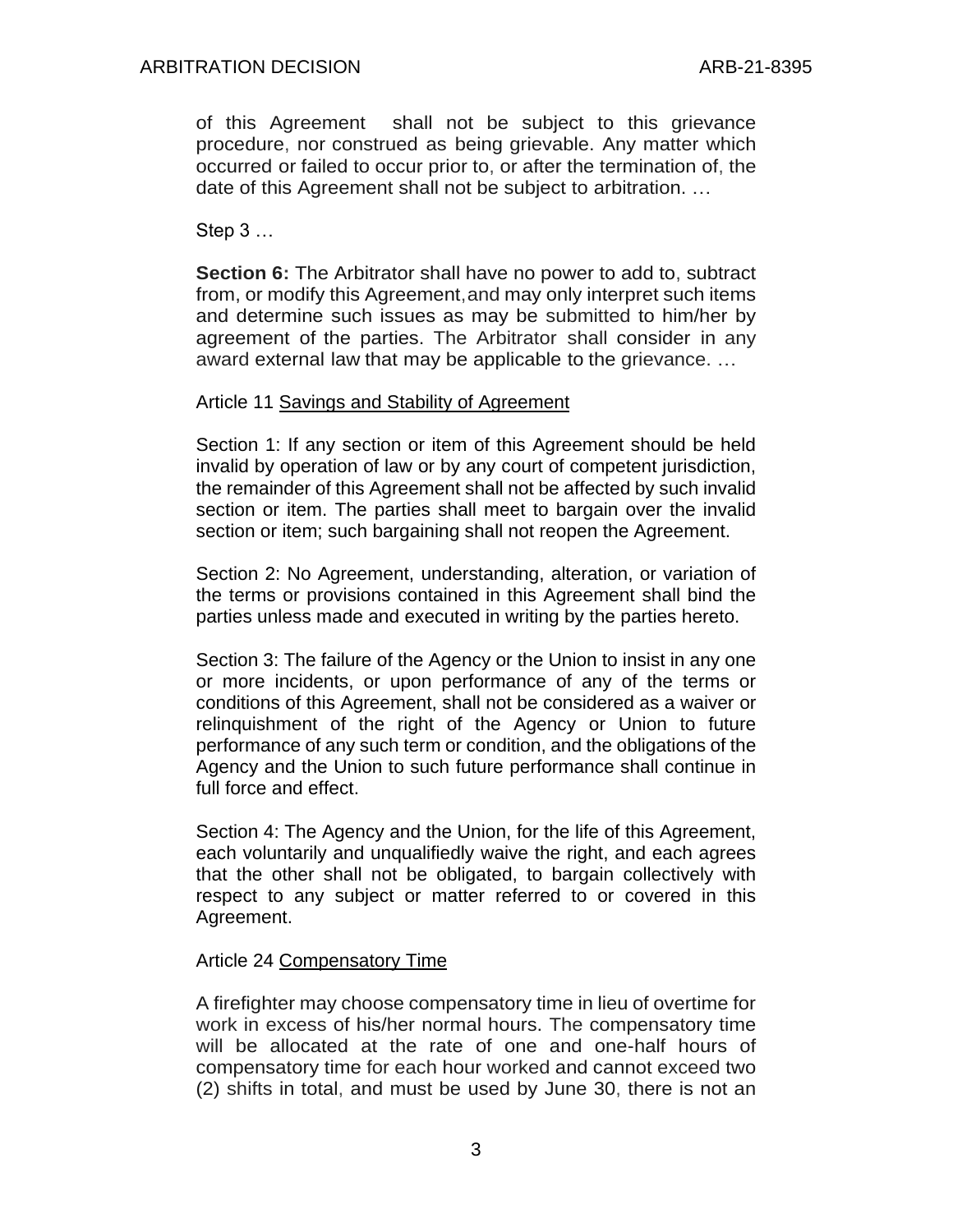of this Agreement shall not be subject to this grievance procedure, nor construed as being grievable. Any matter which occurred or failed to occur prior to, or after the termination of, the date of this Agreement shall not be subject to arbitration. …

Step 3 …

**Section 6:** The Arbitrator shall have no power to add to, subtract from, or modify this Agreement, and may only interpret such items and determine such issues as may be submitted to him/her by agreement of the parties. The Arbitrator shall consider in any award external law that may be applicable to the grievance. …

Article 11 <u>Savings and Stability of Agreement</u>

Section 1: If any section or item of this Agreement should be held invalid by operation of law or by any court of competent jurisdiction, the remainder of this Agreement shall not be affected by such invalid section or item. The parties shall meet to bargain over the invalid section or item; such bargaining shall not reopen the Agreement.

Section 2: No Agreement, understanding, alteration, or variation of the terms or provisions contained in this Agreement shall bind the parties unless made and executed in writing by the parties hereto.

Section 3: The failure of the Agency or the Union to insist in any one or more incidents, or upon performance of any of the terms or conditions of this Agreement, shall not be considered as a waiver or relinquishment of the right of the Agency or Union to future performance of any such term or condition, and the obligations of the Agency and the Union to such future performance shall continue in full force and effect.

Section 4: The Agency and the Union, for the life of this Agreement, each voluntarily and unqualifiedly waive the right, and each agrees that the other shall not be obligated, to bargain collectively with respect to any subject or matter referred to or covered in this Agreement.

Article 24 <u>Compensatory Time</u>

A firefighter may choose compensatory time in lieu of overtime for work in excess of his/her normal hours. The compensatory time will be allocated at the rate of one and one-half hours of compensatory time for each hour worked and cannot exceed two (2) shifts in total, and must be used by June 30, there is not an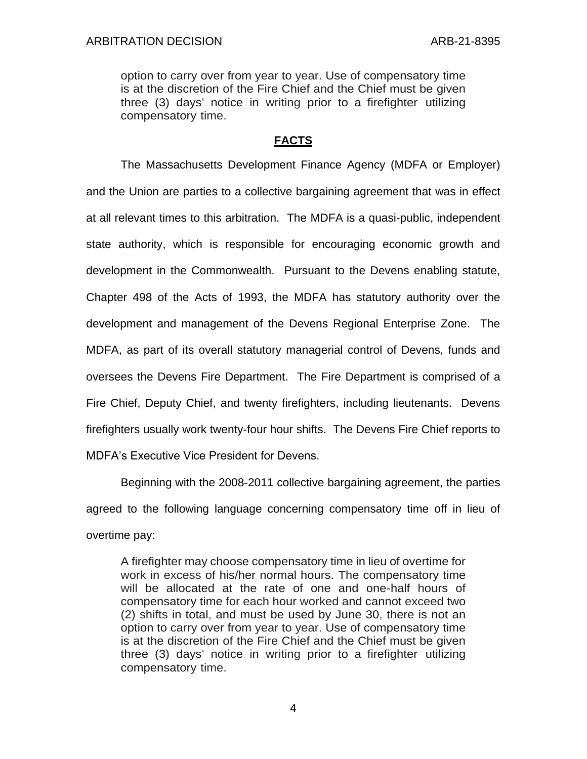> option to carry over from year to year. Use of compensatory time is at the discretion of the Fire Chief and the Chief must be given three (3) days' notice in writing prior to a firefighter utilizing compensatory time.

## FACTS

The Massachusetts Development Finance Agency (MDFA or Employer) and the Union are parties to a collective bargaining agreement that was in effect at all relevant times to this arbitration. The MDFA is a quasi-public, independent state authority, which is responsible for encouraging economic growth and development in the Commonwealth. Pursuant to the Devens enabling statute, Chapter 498 of the Acts of 1993, the MDFA has statutory authority over the development and management of the Devens Regional Enterprise Zone. The MDFA, as part of its overall statutory managerial control of Devens, funds and oversees the Devens Fire Department. The Fire Department is comprised of a Fire Chief, Deputy Chief, and twenty firefighters, including lieutenants. Devens firefighters usually work twenty-four hour shifts. The Devens Fire Chief reports to MDFA's Executive Vice President for Devens.

Beginning with the 2008-2011 collective bargaining agreement, the parties agreed to the following language concerning compensatory time off in lieu of overtime pay:

> A firefighter may choose compensatory time in lieu of overtime for work in excess of his/her normal hours. The compensatory time will be allocated at the rate of one and one-half hours of compensatory time for each hour worked and cannot exceed two (2) shifts in total, and must be used by June 30, there is not an option to carry over from year to year. Use of compensatory time is at the discretion of the Fire Chief and the Chief must be given three (3) days' notice in writing prior to a firefighter utilizing compensatory time.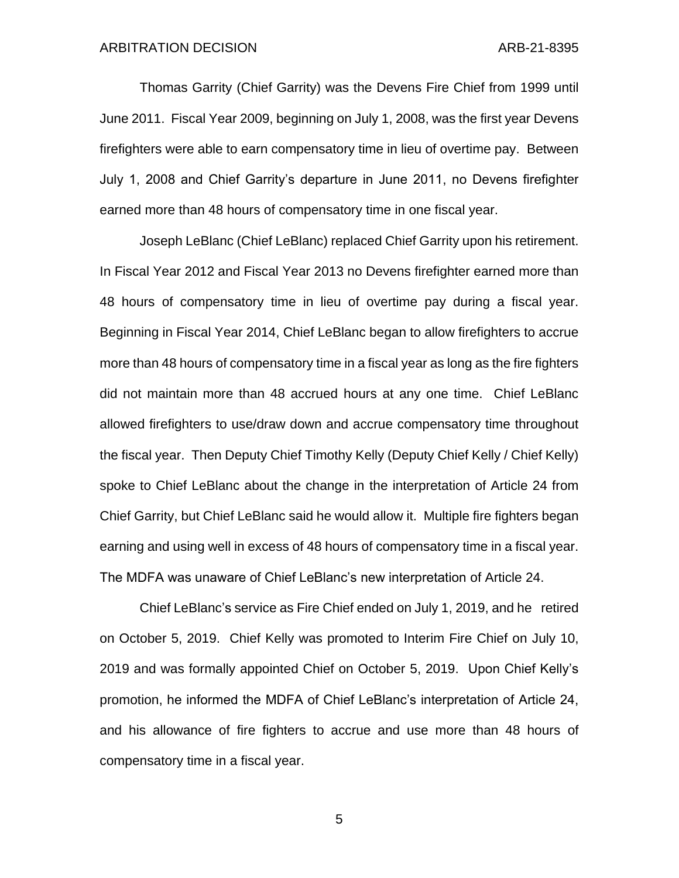Thomas Garrity (Chief Garrity) was the Devens Fire Chief from 1999 until June 2011. Fiscal Year 2009, beginning on July 1, 2008, was the first year Devens firefighters were able to earn compensatory time in lieu of overtime pay. Between July 1, 2008 and Chief Garrity's departure in June 2011, no Devens firefighter earned more than 48 hours of compensatory time in one fiscal year.

Joseph LeBlanc (Chief LeBlanc) replaced Chief Garrity upon his retirement. In Fiscal Year 2012 and Fiscal Year 2013 no Devens firefighter earned more than 48 hours of compensatory time in lieu of overtime pay during a fiscal year. Beginning in Fiscal Year 2014, Chief LeBlanc began to allow firefighters to accrue more than 48 hours of compensatory time in a fiscal year as long as the fire fighters did not maintain more than 48 accrued hours at any one time. Chief LeBlanc allowed firefighters to use/draw down and accrue compensatory time throughout the fiscal year. Then Deputy Chief Timothy Kelly (Deputy Chief Kelly / Chief Kelly) spoke to Chief LeBlanc about the change in the interpretation of Article 24 from Chief Garrity, but Chief LeBlanc said he would allow it. Multiple fire fighters began earning and using well in excess of 48 hours of compensatory time in a fiscal year. The MDFA was unaware of Chief LeBlanc's new interpretation of Article 24.

Chief LeBlanc's service as Fire Chief ended on July 1, 2019, and he retired on October 5, 2019. Chief Kelly was promoted to Interim Fire Chief on July 10, 2019 and was formally appointed Chief on October 5, 2019. Upon Chief Kelly's promotion, he informed the MDFA of Chief LeBlanc's interpretation of Article 24, and his allowance of fire fighters to accrue and use more than 48 hours of compensatory time in a fiscal year.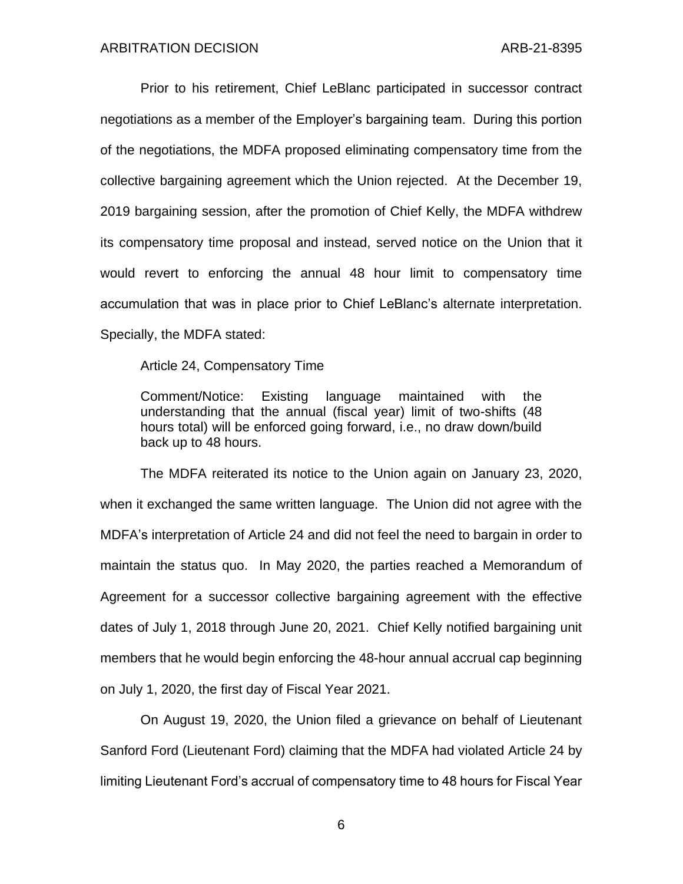Prior to his retirement, Chief LeBlanc participated in successor contract negotiations as a member of the Employer's bargaining team. During this portion of the negotiations, the MDFA proposed eliminating compensatory time from the collective bargaining agreement which the Union rejected. At the December 19, 2019 bargaining session, after the promotion of Chief Kelly, the MDFA withdrew its compensatory time proposal and instead, served notice on the Union that it would revert to enforcing the annual 48 hour limit to compensatory time accumulation that was in place prior to Chief LeBlanc's alternate interpretation. Specially, the MDFA stated:

> Article 24, Compensatory Time
>
> Comment/Notice: Existing language maintained with the understanding that the annual (fiscal year) limit of two-shifts (48 hours total) will be enforced going forward, i.e., no draw down/build back up to 48 hours.

The MDFA reiterated its notice to the Union again on January 23, 2020, when it exchanged the same written language. The Union did not agree with the MDFA's interpretation of Article 24 and did not feel the need to bargain in order to maintain the status quo. In May 2020, the parties reached a Memorandum of Agreement for a successor collective bargaining agreement with the effective dates of July 1, 2018 through June 20, 2021. Chief Kelly notified bargaining unit members that he would begin enforcing the 48-hour annual accrual cap beginning on July 1, 2020, the first day of Fiscal Year 2021.

On August 19, 2020, the Union filed a grievance on behalf of Lieutenant Sanford Ford (Lieutenant Ford) claiming that the MDFA had violated Article 24 by limiting Lieutenant Ford's accrual of compensatory time to 48 hours for Fiscal Year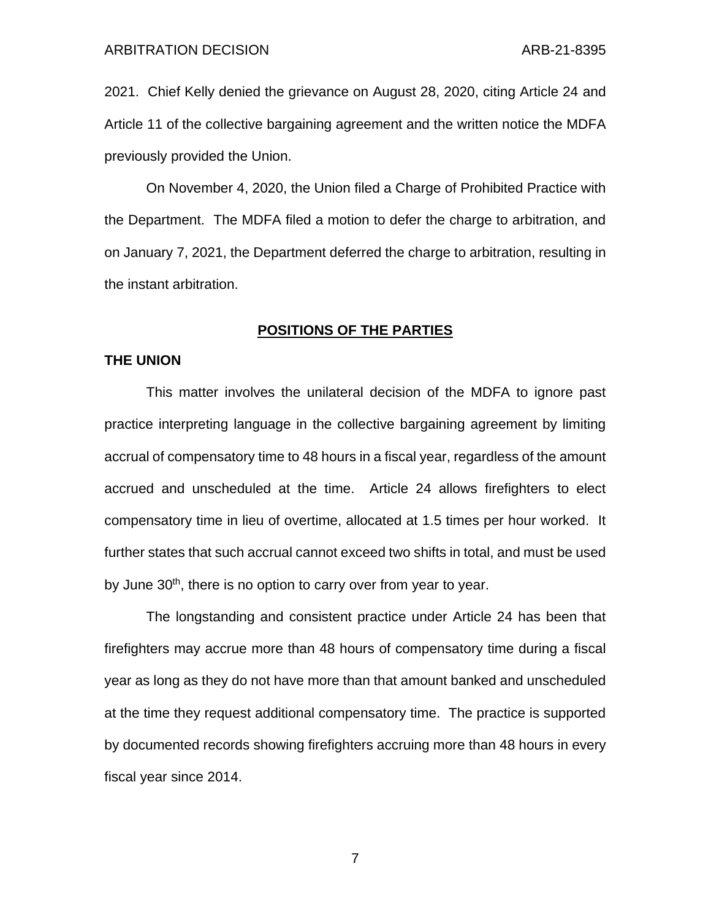2021. Chief Kelly denied the grievance on August 28, 2020, citing Article 24 and Article 11 of the collective bargaining agreement and the written notice the MDFA previously provided the Union.

On November 4, 2020, the Union filed a Charge of Prohibited Practice with the Department. The MDFA filed a motion to defer the charge to arbitration, and on January 7, 2021, the Department deferred the charge to arbitration, resulting in the instant arbitration.

## POSITIONS OF THE PARTIES

### THE UNION

This matter involves the unilateral decision of the MDFA to ignore past practice interpreting language in the collective bargaining agreement by limiting accrual of compensatory time to 48 hours in a fiscal year, regardless of the amount accrued and unscheduled at the time. Article 24 allows firefighters to elect compensatory time in lieu of overtime, allocated at 1.5 times per hour worked. It further states that such accrual cannot exceed two shifts in total, and must be used by June 30th, there is no option to carry over from year to year.

The longstanding and consistent practice under Article 24 has been that firefighters may accrue more than 48 hours of compensatory time during a fiscal year as long as they do not have more than that amount banked and unscheduled at the time they request additional compensatory time. The practice is supported by documented records showing firefighters accruing more than 48 hours in every fiscal year since 2014.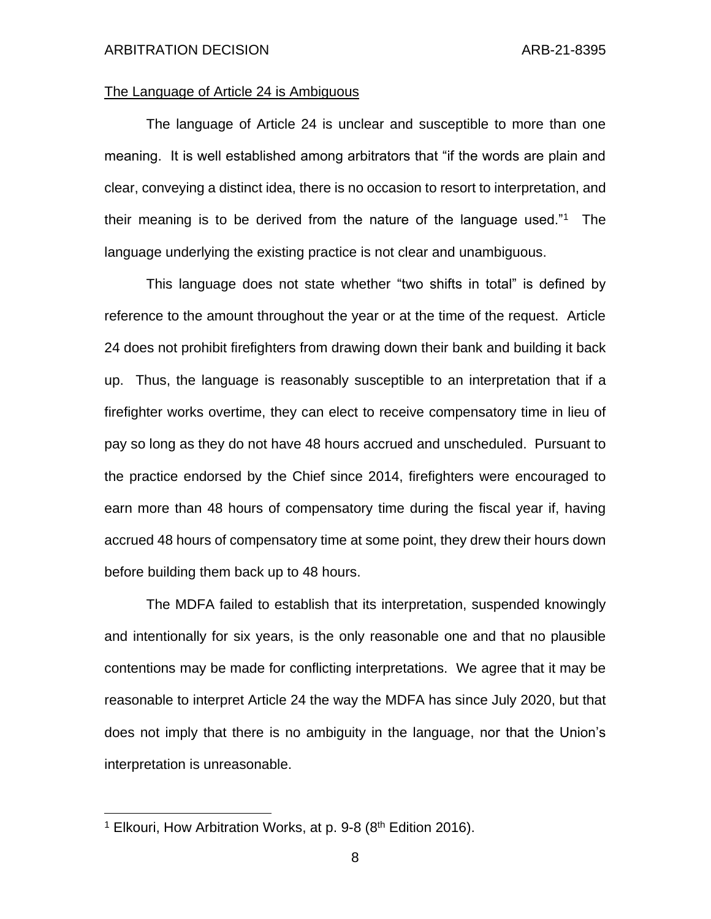The Language of Article 24 is Ambiguous

The language of Article 24 is unclear and susceptible to more than one meaning. It is well established among arbitrators that "if the words are plain and clear, conveying a distinct idea, there is no occasion to resort to interpretation, and their meaning is to be derived from the nature of the language used."[1] The language underlying the existing practice is not clear and unambiguous.

This language does not state whether "two shifts in total" is defined by reference to the amount throughout the year or at the time of the request. Article 24 does not prohibit firefighters from drawing down their bank and building it back up. Thus, the language is reasonably susceptible to an interpretation that if a firefighter works overtime, they can elect to receive compensatory time in lieu of pay so long as they do not have 48 hours accrued and unscheduled. Pursuant to the practice endorsed by the Chief since 2014, firefighters were encouraged to earn more than 48 hours of compensatory time during the fiscal year if, having accrued 48 hours of compensatory time at some point, they drew their hours down before building them back up to 48 hours.

The MDFA failed to establish that its interpretation, suspended knowingly and intentionally for six years, is the only reasonable one and that no plausible contentions may be made for conflicting interpretations. We agree that it may be reasonable to interpret Article 24 the way the MDFA has since July 2020, but that does not imply that there is no ambiguity in the language, nor that the Union's interpretation is unreasonable.

---

[1] Elkouri, How Arbitration Works, at p. 9-8 (8th Edition 2016).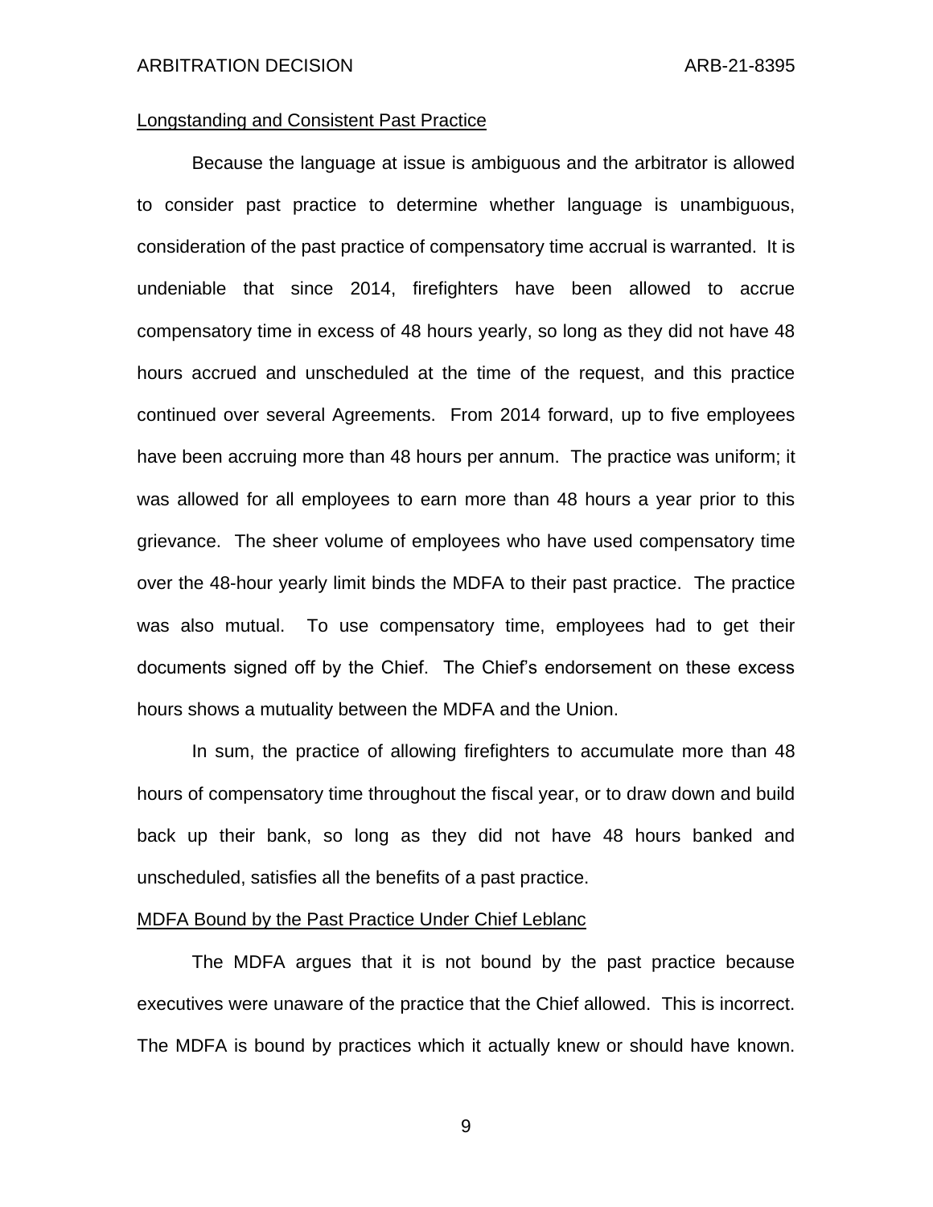Longstanding and Consistent Past Practice

Because the language at issue is ambiguous and the arbitrator is allowed to consider past practice to determine whether language is unambiguous, consideration of the past practice of compensatory time accrual is warranted. It is undeniable that since 2014, firefighters have been allowed to accrue compensatory time in excess of 48 hours yearly, so long as they did not have 48 hours accrued and unscheduled at the time of the request, and this practice continued over several Agreements. From 2014 forward, up to five employees have been accruing more than 48 hours per annum. The practice was uniform; it was allowed for all employees to earn more than 48 hours a year prior to this grievance. The sheer volume of employees who have used compensatory time over the 48-hour yearly limit binds the MDFA to their past practice. The practice was also mutual. To use compensatory time, employees had to get their documents signed off by the Chief. The Chief's endorsement on these excess hours shows a mutuality between the MDFA and the Union.

In sum, the practice of allowing firefighters to accumulate more than 48 hours of compensatory time throughout the fiscal year, or to draw down and build back up their bank, so long as they did not have 48 hours banked and unscheduled, satisfies all the benefits of a past practice.

MDFA Bound by the Past Practice Under Chief Leblanc

The MDFA argues that it is not bound by the past practice because executives were unaware of the practice that the Chief allowed. This is incorrect. The MDFA is bound by practices which it actually knew or should have known.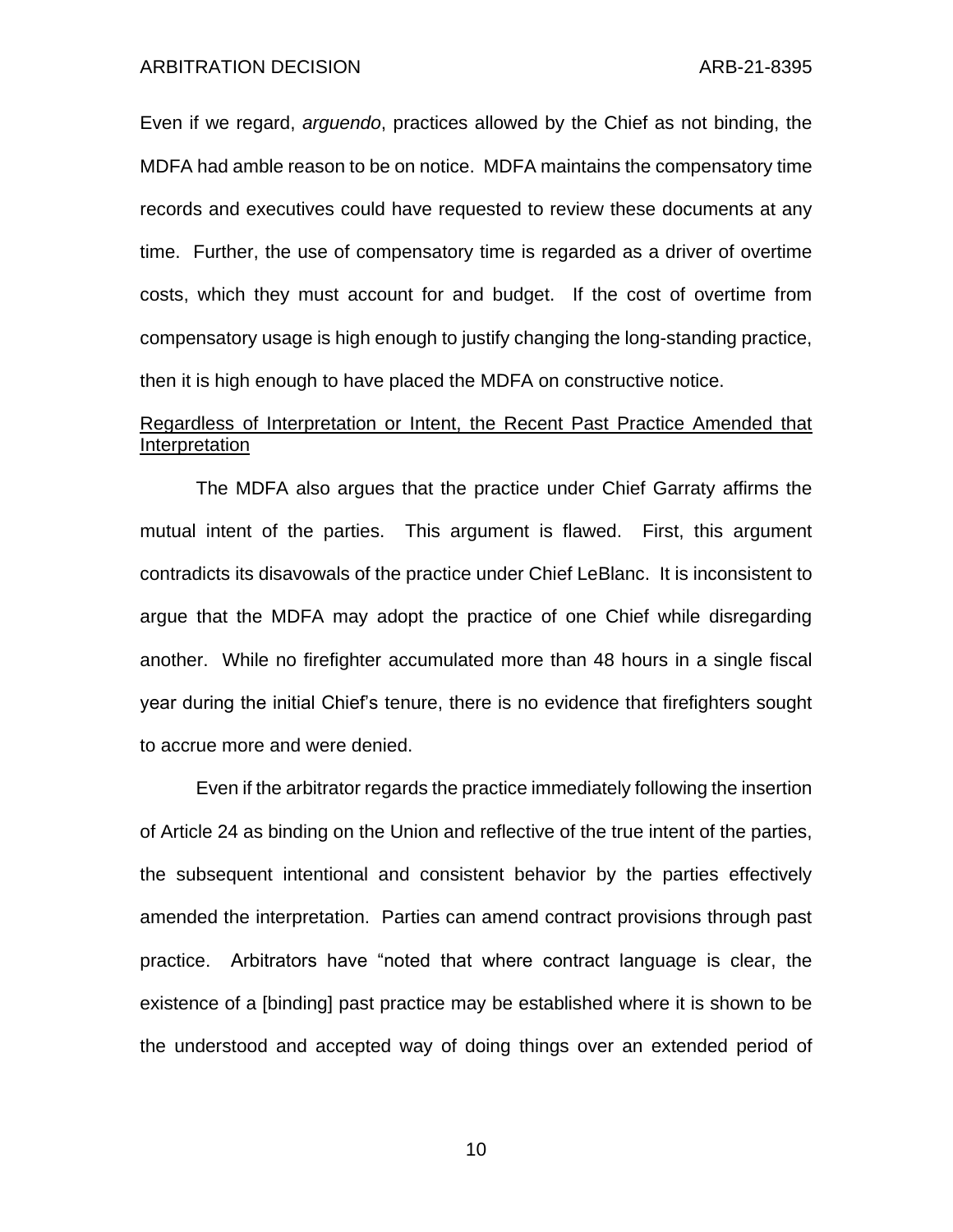Even if we regard, *arguendo*, practices allowed by the Chief as not binding, the MDFA had amble reason to be on notice. MDFA maintains the compensatory time records and executives could have requested to review these documents at any time. Further, the use of compensatory time is regarded as a driver of overtime costs, which they must account for and budget. If the cost of overtime from compensatory usage is high enough to justify changing the long-standing practice, then it is high enough to have placed the MDFA on constructive notice.

<u>Regardless of Interpretation or Intent, the Recent Past Practice Amended that Interpretation</u>

The MDFA also argues that the practice under Chief Garraty affirms the mutual intent of the parties. This argument is flawed. First, this argument contradicts its disavowals of the practice under Chief LeBlanc. It is inconsistent to argue that the MDFA may adopt the practice of one Chief while disregarding another. While no firefighter accumulated more than 48 hours in a single fiscal year during the initial Chief's tenure, there is no evidence that firefighters sought to accrue more and were denied.

Even if the arbitrator regards the practice immediately following the insertion of Article 24 as binding on the Union and reflective of the true intent of the parties, the subsequent intentional and consistent behavior by the parties effectively amended the interpretation. Parties can amend contract provisions through past practice. Arbitrators have "noted that where contract language is clear, the existence of a [binding] past practice may be established where it is shown to be the understood and accepted way of doing things over an extended period of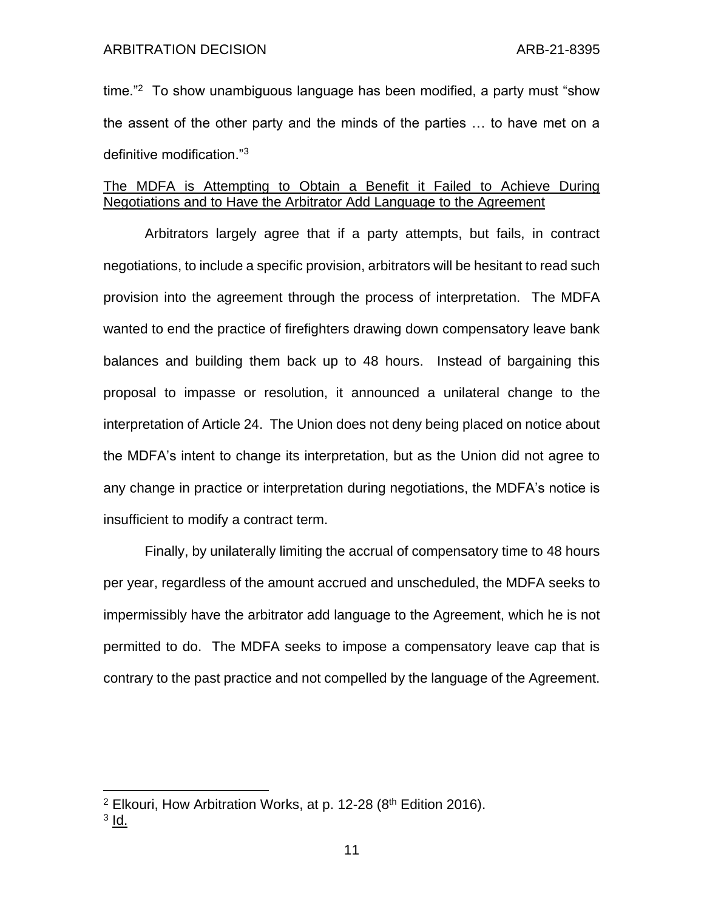time."[2] To show unambiguous language has been modified, a party must "show the assent of the other party and the minds of the parties … to have met on a definitive modification."[3]

<u>The MDFA is Attempting to Obtain a Benefit it Failed to Achieve During Negotiations and to Have the Arbitrator Add Language to the Agreement</u>

Arbitrators largely agree that if a party attempts, but fails, in contract negotiations, to include a specific provision, arbitrators will be hesitant to read such provision into the agreement through the process of interpretation. The MDFA wanted to end the practice of firefighters drawing down compensatory leave bank balances and building them back up to 48 hours. Instead of bargaining this proposal to impasse or resolution, it announced a unilateral change to the interpretation of Article 24. The Union does not deny being placed on notice about the MDFA's intent to change its interpretation, but as the Union did not agree to any change in practice or interpretation during negotiations, the MDFA's notice is insufficient to modify a contract term.

Finally, by unilaterally limiting the accrual of compensatory time to 48 hours per year, regardless of the amount accrued and unscheduled, the MDFA seeks to impermissibly have the arbitrator add language to the Agreement, which he is not permitted to do. The MDFA seeks to impose a compensatory leave cap that is contrary to the past practice and not compelled by the language of the Agreement.

---

[2] Elkouri, How Arbitration Works, at p. 12-28 (8th Edition 2016).

[3] <u>Id.</u>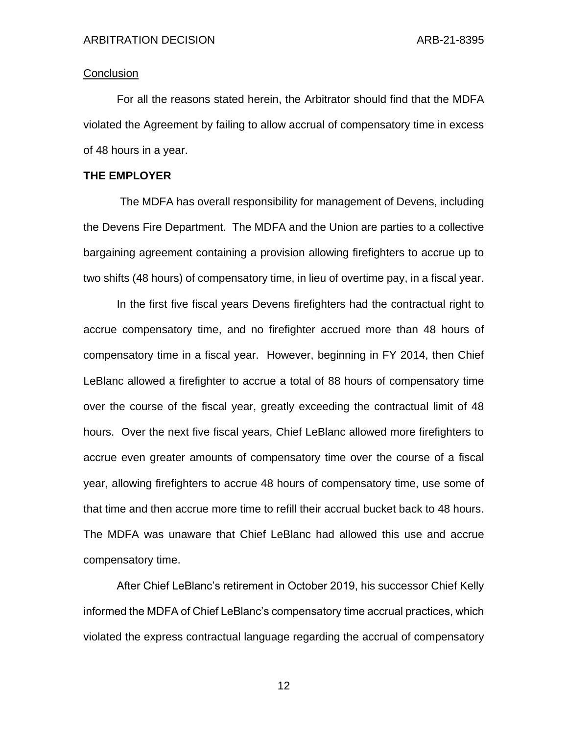Conclusion

For all the reasons stated herein, the Arbitrator should find that the MDFA violated the Agreement by failing to allow accrual of compensatory time in excess of 48 hours in a year.

**THE EMPLOYER**

The MDFA has overall responsibility for management of Devens, including the Devens Fire Department. The MDFA and the Union are parties to a collective bargaining agreement containing a provision allowing firefighters to accrue up to two shifts (48 hours) of compensatory time, in lieu of overtime pay, in a fiscal year.

In the first five fiscal years Devens firefighters had the contractual right to accrue compensatory time, and no firefighter accrued more than 48 hours of compensatory time in a fiscal year. However, beginning in FY 2014, then Chief LeBlanc allowed a firefighter to accrue a total of 88 hours of compensatory time over the course of the fiscal year, greatly exceeding the contractual limit of 48 hours. Over the next five fiscal years, Chief LeBlanc allowed more firefighters to accrue even greater amounts of compensatory time over the course of a fiscal year, allowing firefighters to accrue 48 hours of compensatory time, use some of that time and then accrue more time to refill their accrual bucket back to 48 hours. The MDFA was unaware that Chief LeBlanc had allowed this use and accrue compensatory time.

After Chief LeBlanc's retirement in October 2019, his successor Chief Kelly informed the MDFA of Chief LeBlanc's compensatory time accrual practices, which violated the express contractual language regarding the accrual of compensatory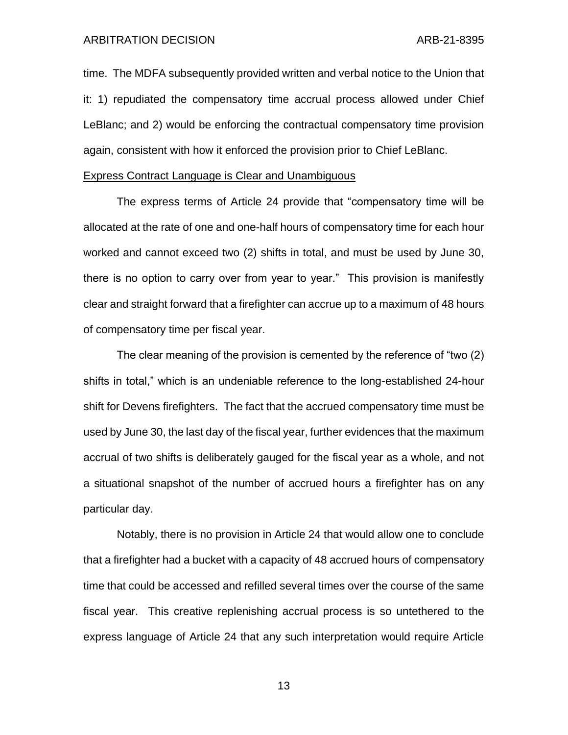time. The MDFA subsequently provided written and verbal notice to the Union that it: 1) repudiated the compensatory time accrual process allowed under Chief LeBlanc; and 2) would be enforcing the contractual compensatory time provision again, consistent with how it enforced the provision prior to Chief LeBlanc.

Express Contract Language is Clear and Unambiguous

The express terms of Article 24 provide that "compensatory time will be allocated at the rate of one and one-half hours of compensatory time for each hour worked and cannot exceed two (2) shifts in total, and must be used by June 30, there is no option to carry over from year to year." This provision is manifestly clear and straight forward that a firefighter can accrue up to a maximum of 48 hours of compensatory time per fiscal year.

The clear meaning of the provision is cemented by the reference of "two (2) shifts in total," which is an undeniable reference to the long-established 24-hour shift for Devens firefighters. The fact that the accrued compensatory time must be used by June 30, the last day of the fiscal year, further evidences that the maximum accrual of two shifts is deliberately gauged for the fiscal year as a whole, and not a situational snapshot of the number of accrued hours a firefighter has on any particular day.

Notably, there is no provision in Article 24 that would allow one to conclude that a firefighter had a bucket with a capacity of 48 accrued hours of compensatory time that could be accessed and refilled several times over the course of the same fiscal year. This creative replenishing accrual process is so untethered to the express language of Article 24 that any such interpretation would require Article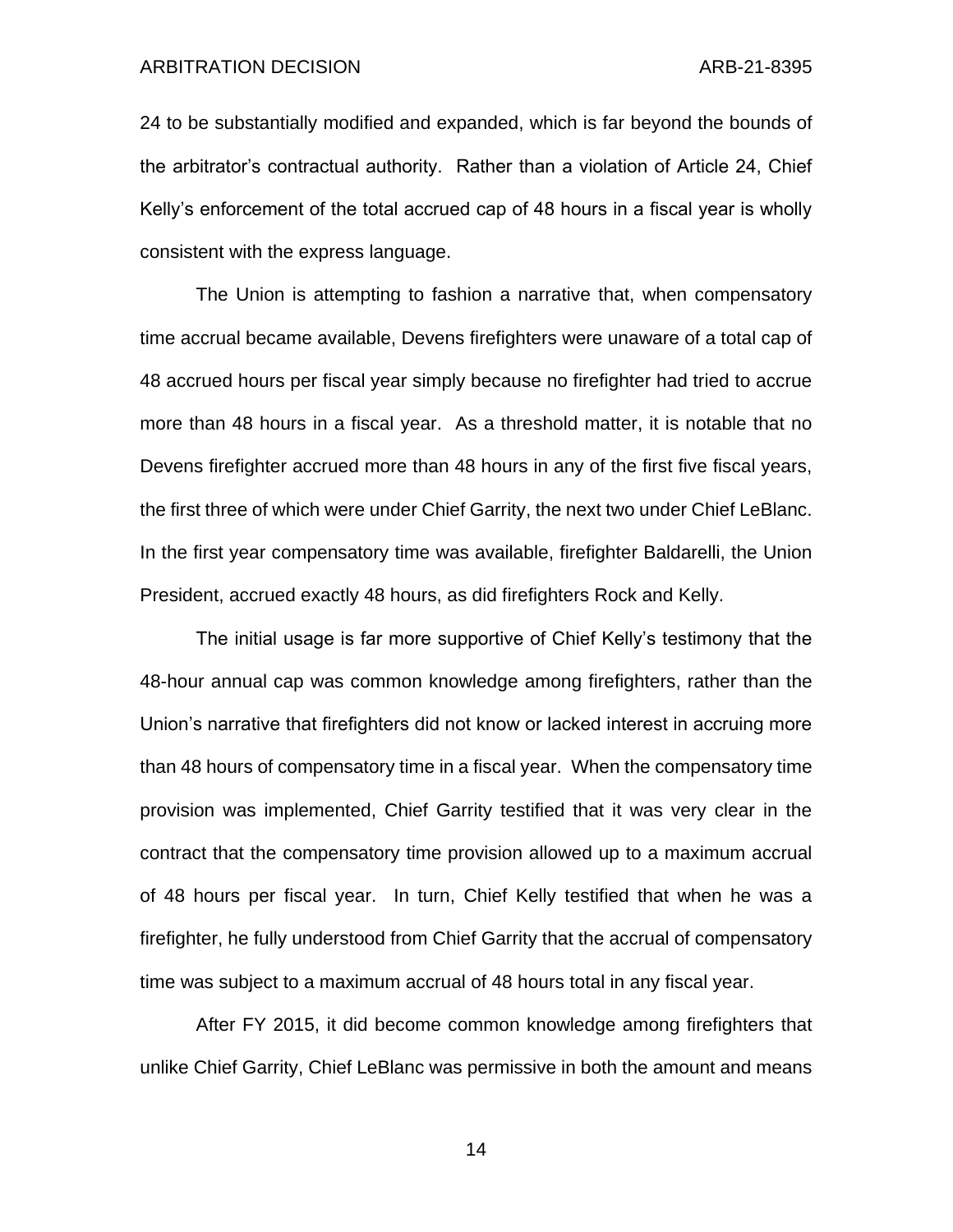24 to be substantially modified and expanded, which is far beyond the bounds of the arbitrator's contractual authority. Rather than a violation of Article 24, Chief Kelly's enforcement of the total accrued cap of 48 hours in a fiscal year is wholly consistent with the express language.

The Union is attempting to fashion a narrative that, when compensatory time accrual became available, Devens firefighters were unaware of a total cap of 48 accrued hours per fiscal year simply because no firefighter had tried to accrue more than 48 hours in a fiscal year. As a threshold matter, it is notable that no Devens firefighter accrued more than 48 hours in any of the first five fiscal years, the first three of which were under Chief Garrity, the next two under Chief LeBlanc. In the first year compensatory time was available, firefighter Baldarelli, the Union President, accrued exactly 48 hours, as did firefighters Rock and Kelly.

The initial usage is far more supportive of Chief Kelly's testimony that the 48-hour annual cap was common knowledge among firefighters, rather than the Union's narrative that firefighters did not know or lacked interest in accruing more than 48 hours of compensatory time in a fiscal year. When the compensatory time provision was implemented, Chief Garrity testified that it was very clear in the contract that the compensatory time provision allowed up to a maximum accrual of 48 hours per fiscal year. In turn, Chief Kelly testified that when he was a firefighter, he fully understood from Chief Garrity that the accrual of compensatory time was subject to a maximum accrual of 48 hours total in any fiscal year.

After FY 2015, it did become common knowledge among firefighters that unlike Chief Garrity, Chief LeBlanc was permissive in both the amount and means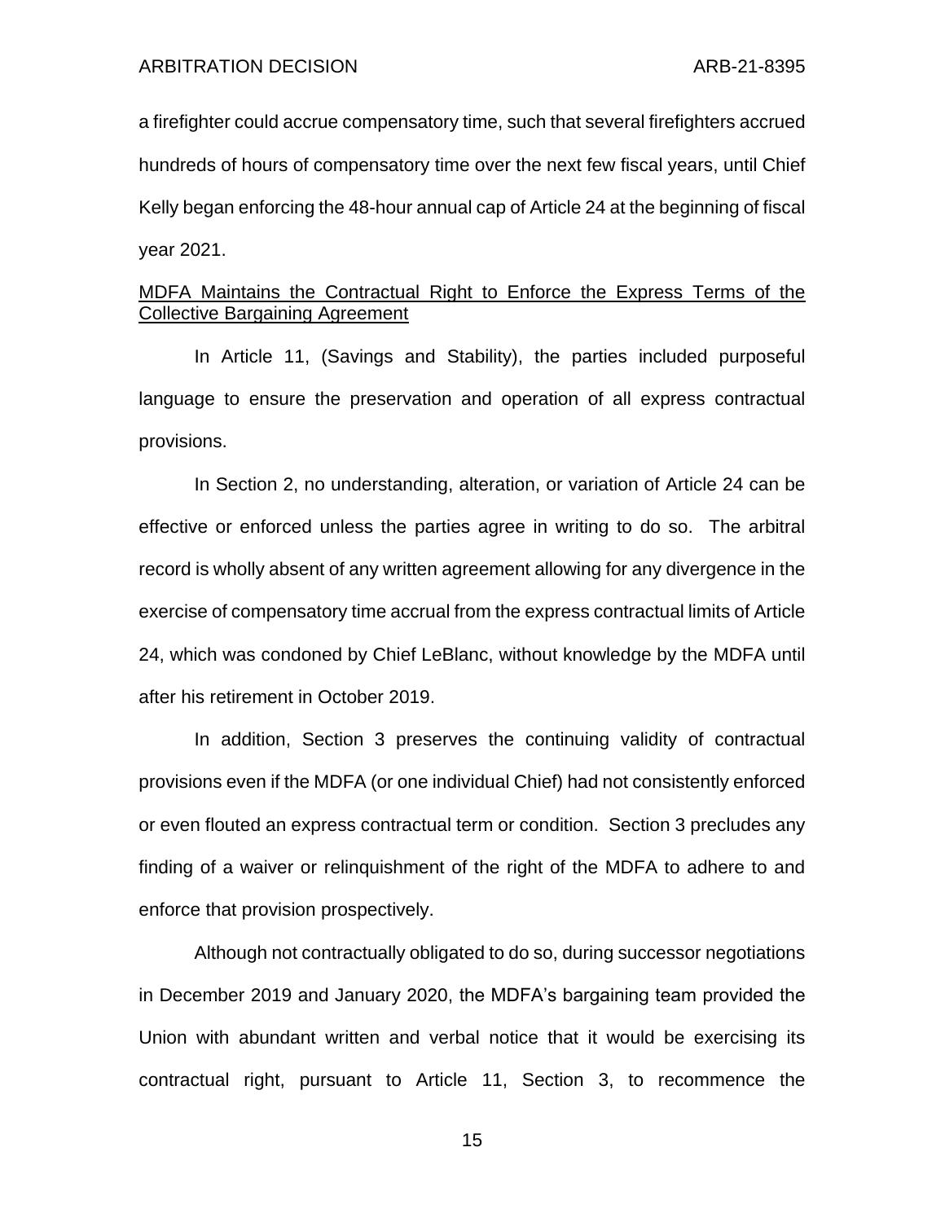a firefighter could accrue compensatory time, such that several firefighters accrued hundreds of hours of compensatory time over the next few fiscal years, until Chief Kelly began enforcing the 48-hour annual cap of Article 24 at the beginning of fiscal year 2021.

<u>MDFA Maintains the Contractual Right to Enforce the Express Terms of the Collective Bargaining Agreement</u>

In Article 11, (Savings and Stability), the parties included purposeful language to ensure the preservation and operation of all express contractual provisions.

In Section 2, no understanding, alteration, or variation of Article 24 can be effective or enforced unless the parties agree in writing to do so. The arbitral record is wholly absent of any written agreement allowing for any divergence in the exercise of compensatory time accrual from the express contractual limits of Article 24, which was condoned by Chief LeBlanc, without knowledge by the MDFA until after his retirement in October 2019.

In addition, Section 3 preserves the continuing validity of contractual provisions even if the MDFA (or one individual Chief) had not consistently enforced or even flouted an express contractual term or condition. Section 3 precludes any finding of a waiver or relinquishment of the right of the MDFA to adhere to and enforce that provision prospectively.

Although not contractually obligated to do so, during successor negotiations in December 2019 and January 2020, the MDFA's bargaining team provided the Union with abundant written and verbal notice that it would be exercising its contractual right, pursuant to Article 11, Section 3, to recommence the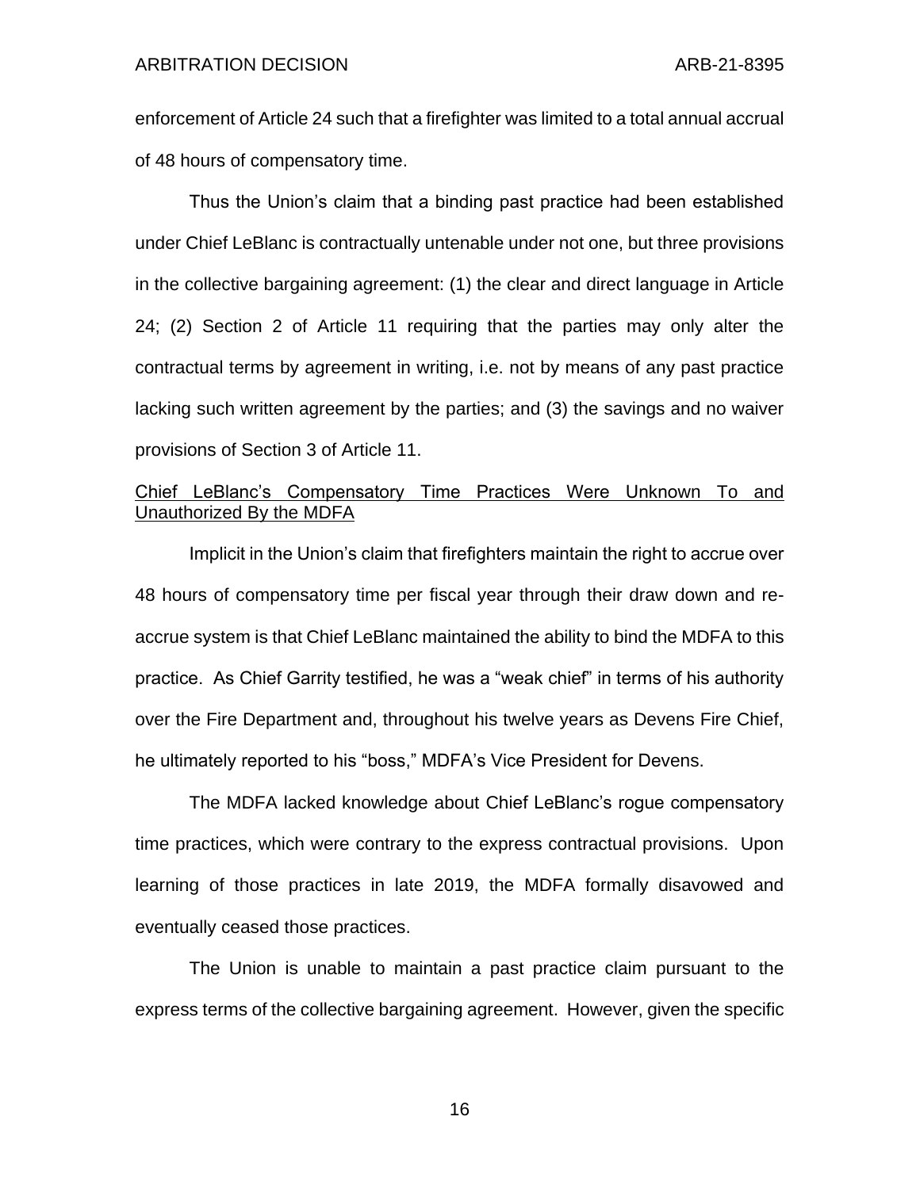enforcement of Article 24 such that a firefighter was limited to a total annual accrual of 48 hours of compensatory time.

Thus the Union's claim that a binding past practice had been established under Chief LeBlanc is contractually untenable under not one, but three provisions in the collective bargaining agreement: (1) the clear and direct language in Article 24; (2) Section 2 of Article 11 requiring that the parties may only alter the contractual terms by agreement in writing, i.e. not by means of any past practice lacking such written agreement by the parties; and (3) the savings and no waiver provisions of Section 3 of Article 11.

<u>Chief LeBlanc's Compensatory Time Practices Were Unknown To and Unauthorized By the MDFA</u>

Implicit in the Union's claim that firefighters maintain the right to accrue over 48 hours of compensatory time per fiscal year through their draw down and re-accrue system is that Chief LeBlanc maintained the ability to bind the MDFA to this practice. As Chief Garrity testified, he was a "weak chief" in terms of his authority over the Fire Department and, throughout his twelve years as Devens Fire Chief, he ultimately reported to his "boss," MDFA's Vice President for Devens.

The MDFA lacked knowledge about Chief LeBlanc's rogue compensatory time practices, which were contrary to the express contractual provisions. Upon learning of those practices in late 2019, the MDFA formally disavowed and eventually ceased those practices.

The Union is unable to maintain a past practice claim pursuant to the express terms of the collective bargaining agreement. However, given the specific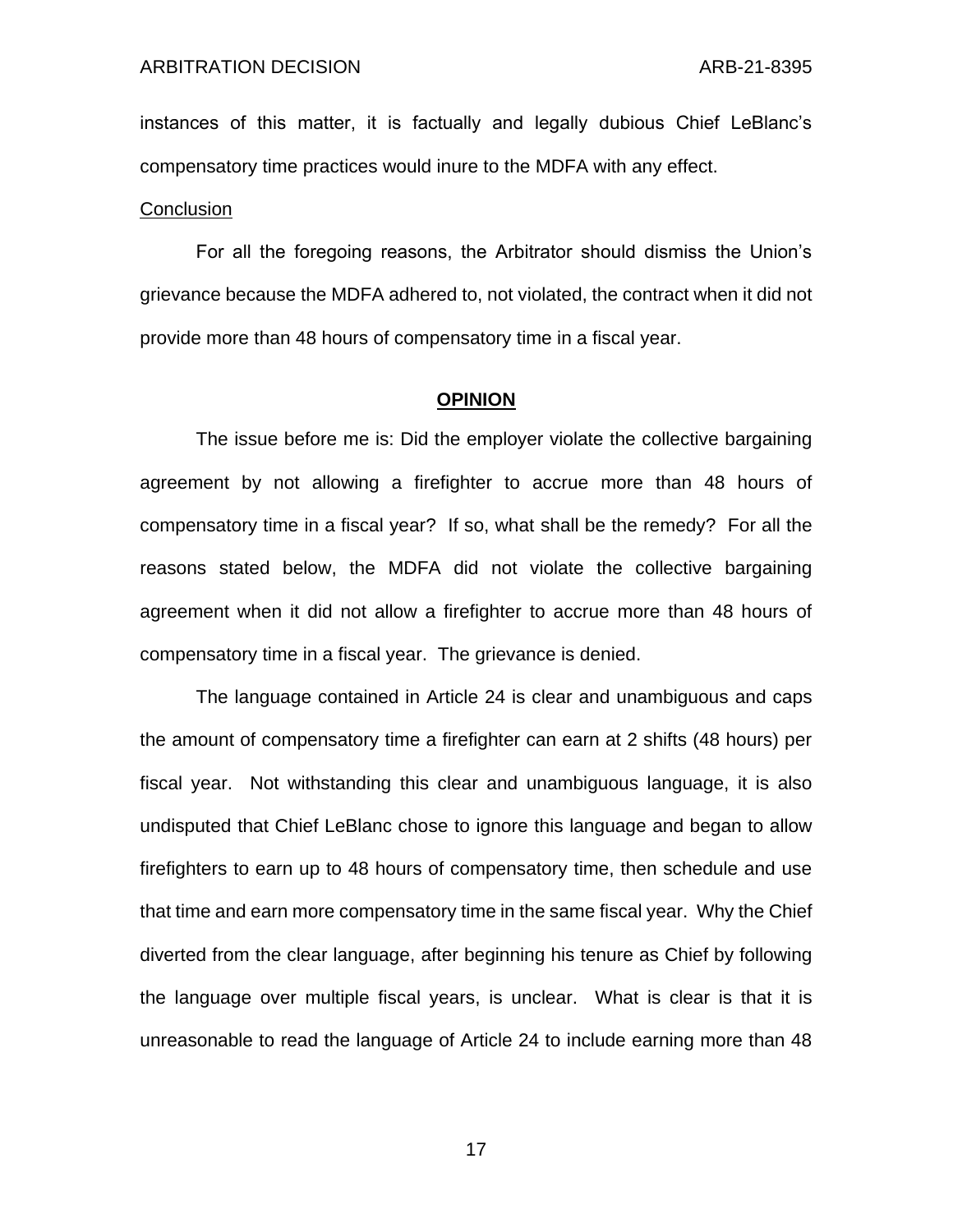instances of this matter, it is factually and legally dubious Chief LeBlanc's compensatory time practices would inure to the MDFA with any effect.

Conclusion

For all the foregoing reasons, the Arbitrator should dismiss the Union's grievance because the MDFA adhered to, not violated, the contract when it did not provide more than 48 hours of compensatory time in a fiscal year.

## OPINION

The issue before me is: Did the employer violate the collective bargaining agreement by not allowing a firefighter to accrue more than 48 hours of compensatory time in a fiscal year? If so, what shall be the remedy? For all the reasons stated below, the MDFA did not violate the collective bargaining agreement when it did not allow a firefighter to accrue more than 48 hours of compensatory time in a fiscal year. The grievance is denied.

The language contained in Article 24 is clear and unambiguous and caps the amount of compensatory time a firefighter can earn at 2 shifts (48 hours) per fiscal year. Not withstanding this clear and unambiguous language, it is also undisputed that Chief LeBlanc chose to ignore this language and began to allow firefighters to earn up to 48 hours of compensatory time, then schedule and use that time and earn more compensatory time in the same fiscal year. Why the Chief diverted from the clear language, after beginning his tenure as Chief by following the language over multiple fiscal years, is unclear. What is clear is that it is unreasonable to read the language of Article 24 to include earning more than 48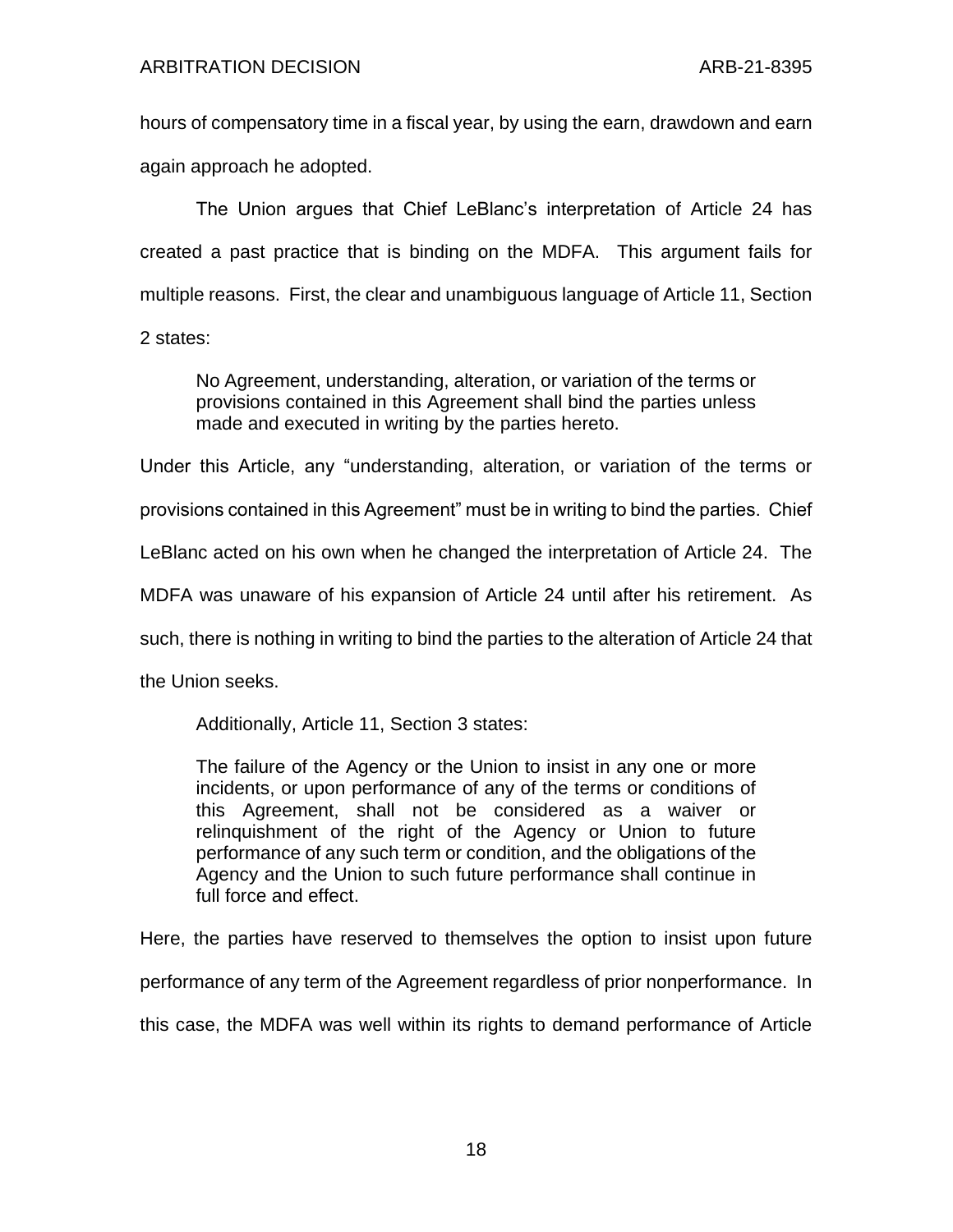hours of compensatory time in a fiscal year, by using the earn, drawdown and earn again approach he adopted.

The Union argues that Chief LeBlanc's interpretation of Article 24 has created a past practice that is binding on the MDFA. This argument fails for multiple reasons. First, the clear and unambiguous language of Article 11, Section 2 states:

> No Agreement, understanding, alteration, or variation of the terms or provisions contained in this Agreement shall bind the parties unless made and executed in writing by the parties hereto.

Under this Article, any "understanding, alteration, or variation of the terms or provisions contained in this Agreement" must be in writing to bind the parties. Chief LeBlanc acted on his own when he changed the interpretation of Article 24. The MDFA was unaware of his expansion of Article 24 until after his retirement. As such, there is nothing in writing to bind the parties to the alteration of Article 24 that the Union seeks.

Additionally, Article 11, Section 3 states:

> The failure of the Agency or the Union to insist in any one or more incidents, or upon performance of any of the terms or conditions of this Agreement, shall not be considered as a waiver or relinquishment of the right of the Agency or Union to future performance of any such term or condition, and the obligations of the Agency and the Union to such future performance shall continue in full force and effect.

Here, the parties have reserved to themselves the option to insist upon future performance of any term of the Agreement regardless of prior nonperformance. In this case, the MDFA was well within its rights to demand performance of Article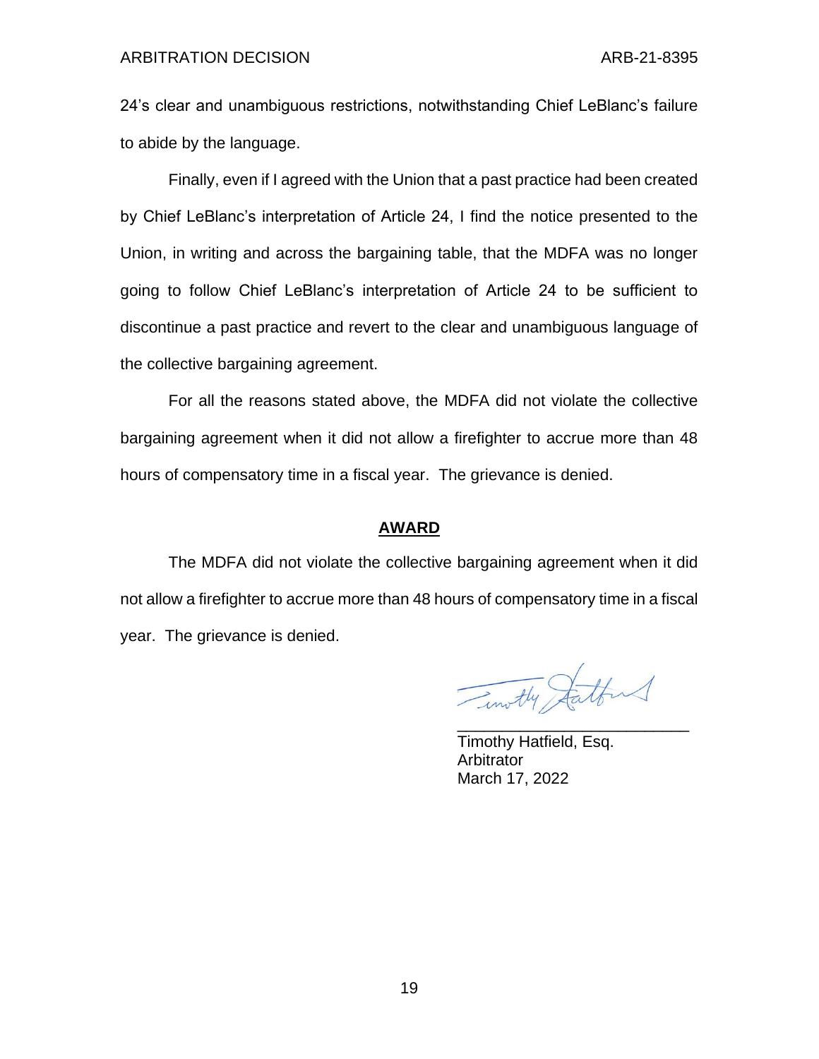24's clear and unambiguous restrictions, notwithstanding Chief LeBlanc's failure to abide by the language.

Finally, even if I agreed with the Union that a past practice had been created by Chief LeBlanc's interpretation of Article 24, I find the notice presented to the Union, in writing and across the bargaining table, that the MDFA was no longer going to follow Chief LeBlanc's interpretation of Article 24 to be sufficient to discontinue a past practice and revert to the clear and unambiguous language of the collective bargaining agreement.

For all the reasons stated above, the MDFA did not violate the collective bargaining agreement when it did not allow a firefighter to accrue more than 48 hours of compensatory time in a fiscal year. The grievance is denied.

## **AWARD**

The MDFA did not violate the collective bargaining agreement when it did not allow a firefighter to accrue more than 48 hours of compensatory time in a fiscal year. The grievance is denied.

Timothy Hatfield

_____________________________

Timothy Hatfield, Esq.
Arbitrator
March 17, 2022